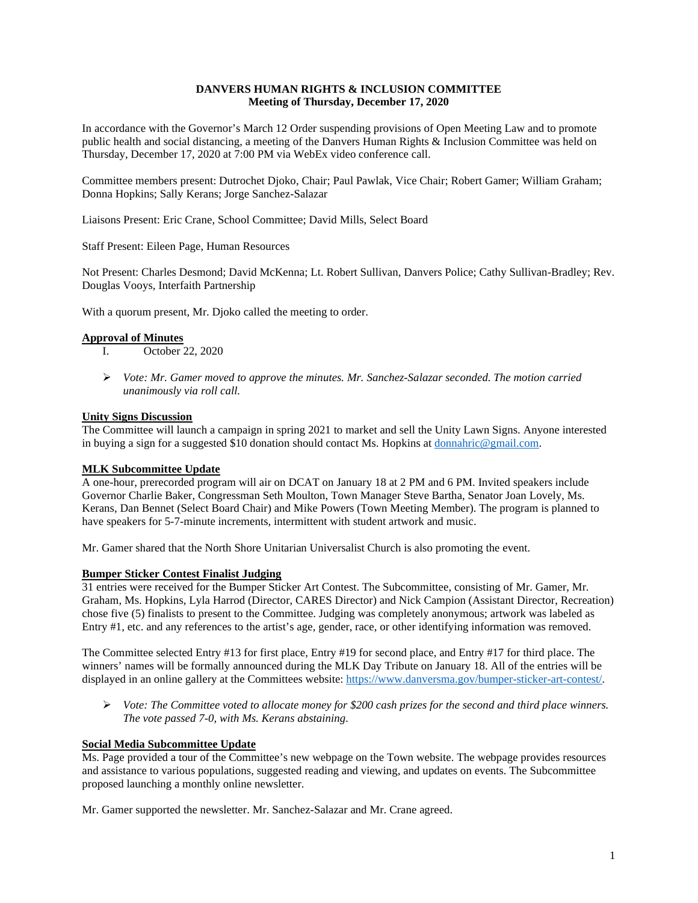**DANVERS HUMAN RIGHTS & INCLUSION COMMITTEE**
**Meeting of Thursday, December 17, 2020**

In accordance with the Governor's March 12 Order suspending provisions of Open Meeting Law and to promote public health and social distancing, a meeting of the Danvers Human Rights & Inclusion Committee was held on Thursday, December 17, 2020 at 7:00 PM via WebEx video conference call.

Committee members present: Dutrochet Djoko, Chair; Paul Pawlak, Vice Chair; Robert Gamer; William Graham; Donna Hopkins; Sally Kerans; Jorge Sanchez-Salazar

Liaisons Present: Eric Crane, School Committee; David Mills, Select Board

Staff Present: Eileen Page, Human Resources

Not Present: Charles Desmond; David McKenna; Lt. Robert Sullivan, Danvers Police; Cathy Sullivan-Bradley; Rev. Douglas Vooys, Interfaith Partnership

With a quorum present, Mr. Djoko called the meeting to order.

**Approval of Minutes**

I. October 22, 2020

- *Vote: Mr. Gamer moved to approve the minutes. Mr. Sanchez-Salazar seconded. The motion carried unanimously via roll call.*

**Unity Signs Discussion**

The Committee will launch a campaign in spring 2021 to market and sell the Unity Lawn Signs. Anyone interested in buying a sign for a suggested $10 donation should contact Ms. Hopkins at donnahric@gmail.com.

**MLK Subcommittee Update**

A one-hour, prerecorded program will air on DCAT on January 18 at 2 PM and 6 PM. Invited speakers include Governor Charlie Baker, Congressman Seth Moulton, Town Manager Steve Bartha, Senator Joan Lovely, Ms. Kerans, Dan Bennet (Select Board Chair) and Mike Powers (Town Meeting Member). The program is planned to have speakers for 5-7-minute increments, intermittent with student artwork and music.

Mr. Gamer shared that the North Shore Unitarian Universalist Church is also promoting the event.

**Bumper Sticker Contest Finalist Judging**

31 entries were received for the Bumper Sticker Art Contest. The Subcommittee, consisting of Mr. Gamer, Mr. Graham, Ms. Hopkins, Lyla Harrod (Director, CARES Director) and Nick Campion (Assistant Director, Recreation) chose five (5) finalists to present to the Committee. Judging was completely anonymous; artwork was labeled as Entry #1, etc. and any references to the artist's age, gender, race, or other identifying information was removed.

The Committee selected Entry #13 for first place, Entry #19 for second place, and Entry #17 for third place. The winners' names will be formally announced during the MLK Day Tribute on January 18. All of the entries will be displayed in an online gallery at the Committees website: https://www.danversma.gov/bumper-sticker-art-contest/.

- *Vote: The Committee voted to allocate money for $200 cash prizes for the second and third place winners. The vote passed 7-0, with Ms. Kerans abstaining.*

**Social Media Subcommittee Update**

Ms. Page provided a tour of the Committee's new webpage on the Town website. The webpage provides resources and assistance to various populations, suggested reading and viewing, and updates on events. The Subcommittee proposed launching a monthly online newsletter.

Mr. Gamer supported the newsletter. Mr. Sanchez-Salazar and Mr. Crane agreed.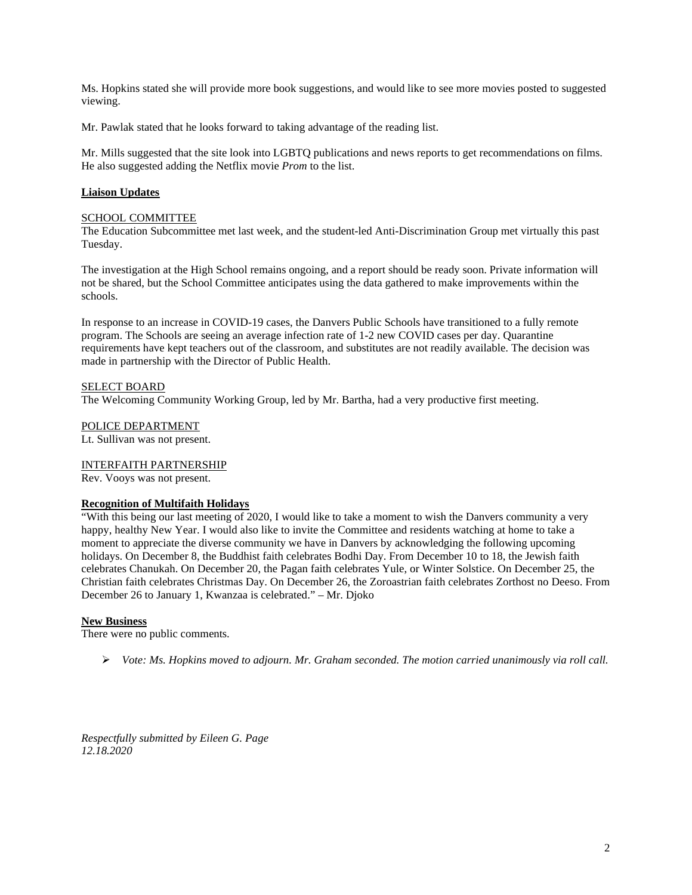Ms. Hopkins stated she will provide more book suggestions, and would like to see more movies posted to suggested viewing.

Mr. Pawlak stated that he looks forward to taking advantage of the reading list.

Mr. Mills suggested that the site look into LGBTQ publications and news reports to get recommendations on films. He also suggested adding the Netflix movie *Prom* to the list.

**Liaison Updates**

SCHOOL COMMITTEE

The Education Subcommittee met last week, and the student-led Anti-Discrimination Group met virtually this past Tuesday.

The investigation at the High School remains ongoing, and a report should be ready soon. Private information will not be shared, but the School Committee anticipates using the data gathered to make improvements within the schools.

In response to an increase in COVID-19 cases, the Danvers Public Schools have transitioned to a fully remote program. The Schools are seeing an average infection rate of 1-2 new COVID cases per day. Quarantine requirements have kept teachers out of the classroom, and substitutes are not readily available. The decision was made in partnership with the Director of Public Health.

SELECT BOARD

The Welcoming Community Working Group, led by Mr. Bartha, had a very productive first meeting.

POLICE DEPARTMENT

Lt. Sullivan was not present.

INTERFAITH PARTNERSHIP

Rev. Vooys was not present.

**Recognition of Multifaith Holidays**

"With this being our last meeting of 2020, I would like to take a moment to wish the Danvers community a very happy, healthy New Year. I would also like to invite the Committee and residents watching at home to take a moment to appreciate the diverse community we have in Danvers by acknowledging the following upcoming holidays. On December 8, the Buddhist faith celebrates Bodhi Day. From December 10 to 18, the Jewish faith celebrates Chanukah. On December 20, the Pagan faith celebrates Yule, or Winter Solstice. On December 25, the Christian faith celebrates Christmas Day. On December 26, the Zoroastrian faith celebrates Zorthost no Deeso. From December 26 to January 1, Kwanzaa is celebrated." – Mr. Djoko

**New Business**

There were no public comments.

- *Vote: Ms. Hopkins moved to adjourn. Mr. Graham seconded. The motion carried unanimously via roll call.*

*Respectfully submitted by Eileen G. Page*
*12.18.2020*